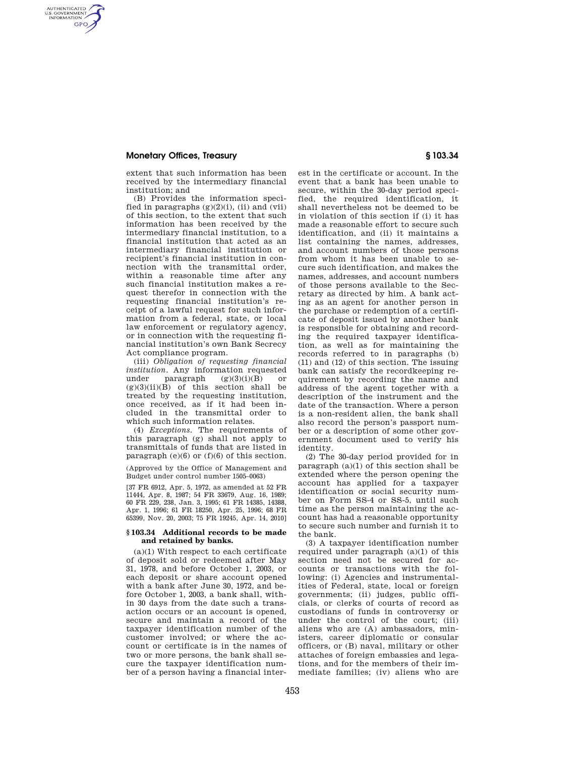extent that such information has been received by the intermediary financial institution; and

(B) Provides the information specified in paragraphs (g)(2)(i), (ii) and (vii) of this section, to the extent that such information has been received by the intermediary financial institution, to a financial institution that acted as an intermediary financial institution or recipient's financial institution in connection with the transmittal order, within a reasonable time after any such financial institution makes a request therefor in connection with the requesting financial institution's receipt of a lawful request for such information from a federal, state, or local law enforcement or regulatory agency, or in connection with the requesting financial institution's own Bank Secrecy Act compliance program.

(iii) *Obligation of requesting financial institution.* Any information requested under paragraph (g)(3)(i)(B) or (g)(3)(ii)(B) of this section shall be treated by the requesting institution, once received, as if it had been included in the transmittal order to which such information relates.

(4) *Exceptions.* The requirements of this paragraph (g) shall not apply to transmittals of funds that are listed in paragraph (e)(6) or (f)(6) of this section.

(Approved by the Office of Management and Budget under control number 1505–0063)

[37 FR 6912, Apr. 5, 1972, as amended at 52 FR 11444, Apr. 8, 1987; 54 FR 33679, Aug. 16, 1989; 60 FR 229, 238, Jan. 3, 1995; 61 FR 14385, 14388, Apr. 1, 1996; 61 FR 18250, Apr. 25, 1996; 68 FR 65399, Nov. 20, 2003; 75 FR 19245, Apr. 14, 2010]

## § 103.34 Additional records to be made and retained by banks.

(a)(1) With respect to each certificate of deposit sold or redeemed after May 31, 1978, and before October 1, 2003, or each deposit or share account opened with a bank after June 30, 1972, and before October 1, 2003, a bank shall, within 30 days from the date such a transaction occurs or an account is opened, secure and maintain a record of the taxpayer identification number of the customer involved; or where the account or certificate is in the names of two or more persons, the bank shall secure the taxpayer identification number of a person having a financial interest in the certificate or account. In the event that a bank has been unable to secure, within the 30-day period specified, the required identification, it shall nevertheless not be deemed to be in violation of this section if (i) it has made a reasonable effort to secure such identification, and (ii) it maintains a list containing the names, addresses, and account numbers of those persons from whom it has been unable to secure such identification, and makes the names, addresses, and account numbers of those persons available to the Secretary as directed by him. A bank acting as an agent for another person in the purchase or redemption of a certificate of deposit issued by another bank is responsible for obtaining and recording the required taxpayer identification, as well as for maintaining the records referred to in paragraphs (b)(11) and (12) of this section. The issuing bank can satisfy the recordkeeping requirement by recording the name and address of the agent together with a description of the instrument and the date of the transaction. Where a person is a non-resident alien, the bank shall also record the person's passport number or a description of some other government document used to verify his identity.

(2) The 30-day period provided for in paragraph (a)(1) of this section shall be extended where the person opening the account has applied for a taxpayer identification or social security number on Form SS-4 or SS-5, until such time as the person maintaining the account has had a reasonable opportunity to secure such number and furnish it to the bank.

(3) A taxpayer identification number required under paragraph (a)(1) of this section need not be secured for accounts or transactions with the following: (i) Agencies and instrumentalities of Federal, state, local or foreign governments; (ii) judges, public officials, or clerks of courts of record as custodians of funds in controversy or under the control of the court; (iii) aliens who are (A) ambassadors, ministers, career diplomatic or consular officers, or (B) naval, military or other attaches of foreign embassies and legations, and for the members of their immediate families; (iv) aliens who are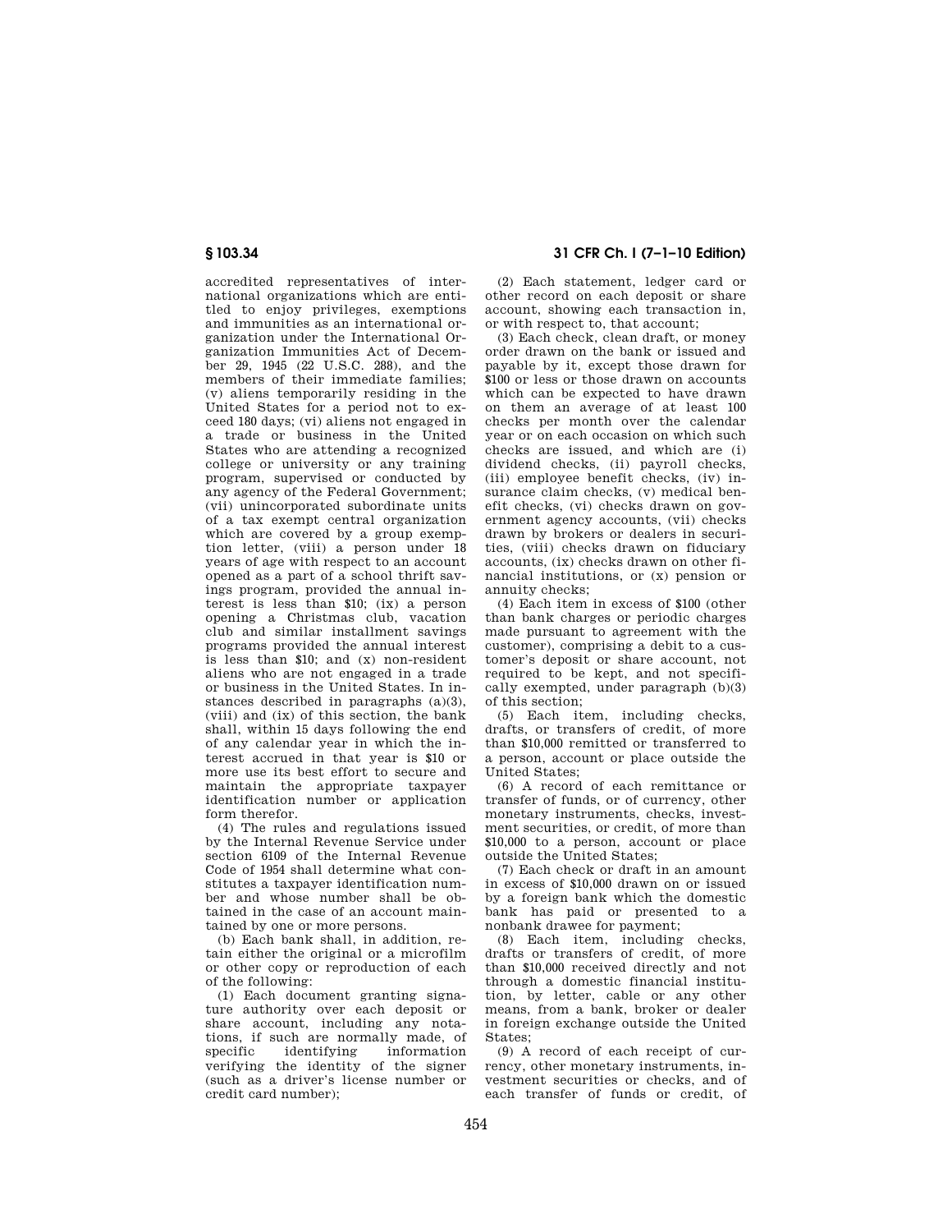accredited representatives of international organizations which are entitled to enjoy privileges, exemptions and immunities as an international organization under the International Organization Immunities Act of December 29, 1945 (22 U.S.C. 288), and the members of their immediate families; (v) aliens temporarily residing in the United States for a period not to exceed 180 days; (vi) aliens not engaged in a trade or business in the United States who are attending a recognized college or university or any training program, supervised or conducted by any agency of the Federal Government; (vii) unincorporated subordinate units of a tax exempt central organization which are covered by a group exemption letter, (viii) a person under 18 years of age with respect to an account opened as a part of a school thrift savings program, provided the annual interest is less than $10; (ix) a person opening a Christmas club, vacation club and similar installment savings programs provided the annual interest is less than $10; and (x) non-resident aliens who are not engaged in a trade or business in the United States. In instances described in paragraphs (a)(3), (viii) and (ix) of this section, the bank shall, within 15 days following the end of any calendar year in which the interest accrued in that year is $10 or more use its best effort to secure and maintain the appropriate taxpayer identification number or application form therefor.

(4) The rules and regulations issued by the Internal Revenue Service under section 6109 of the Internal Revenue Code of 1954 shall determine what constitutes a taxpayer identification number and whose number shall be obtained in the case of an account maintained by one or more persons.

(b) Each bank shall, in addition, retain either the original or a microfilm or other copy or reproduction of each of the following:

(1) Each document granting signature authority over each deposit or share account, including any notations, if such are normally made, of specific identifying information verifying the identity of the signer (such as a driver's license number or credit card number);

(2) Each statement, ledger card or other record on each deposit or share account, showing each transaction in, or with respect to, that account;

(3) Each check, clean draft, or money order drawn on the bank or issued and payable by it, except those drawn for $100 or less or those drawn on accounts which can be expected to have drawn on them an average of at least 100 checks per month over the calendar year or on each occasion on which such checks are issued, and which are (i) dividend checks, (ii) payroll checks, (iii) employee benefit checks, (iv) insurance claim checks, (v) medical benefit checks, (vi) checks drawn on government agency accounts, (vii) checks drawn by brokers or dealers in securities, (viii) checks drawn on fiduciary accounts, (ix) checks drawn on other financial institutions, or (x) pension or annuity checks;

(4) Each item in excess of $100 (other than bank charges or periodic charges made pursuant to agreement with the customer), comprising a debit to a customer's deposit or share account, not required to be kept, and not specifically exempted, under paragraph (b)(3) of this section;

(5) Each item, including checks, drafts, or transfers of credit, of more than $10,000 remitted or transferred to a person, account or place outside the United States;

(6) A record of each remittance or transfer of funds, or of currency, other monetary instruments, checks, investment securities, or credit, of more than $10,000 to a person, account or place outside the United States;

(7) Each check or draft in an amount in excess of $10,000 drawn on or issued by a foreign bank which the domestic bank has paid or presented to a nonbank drawee for payment;

(8) Each item, including checks, drafts or transfers of credit, of more than $10,000 received directly and not through a domestic financial institution, by letter, cable or any other means, from a bank, broker or dealer in foreign exchange outside the United States;

(9) A record of each receipt of currency, other monetary instruments, investment securities or checks, and of each transfer of funds or credit, of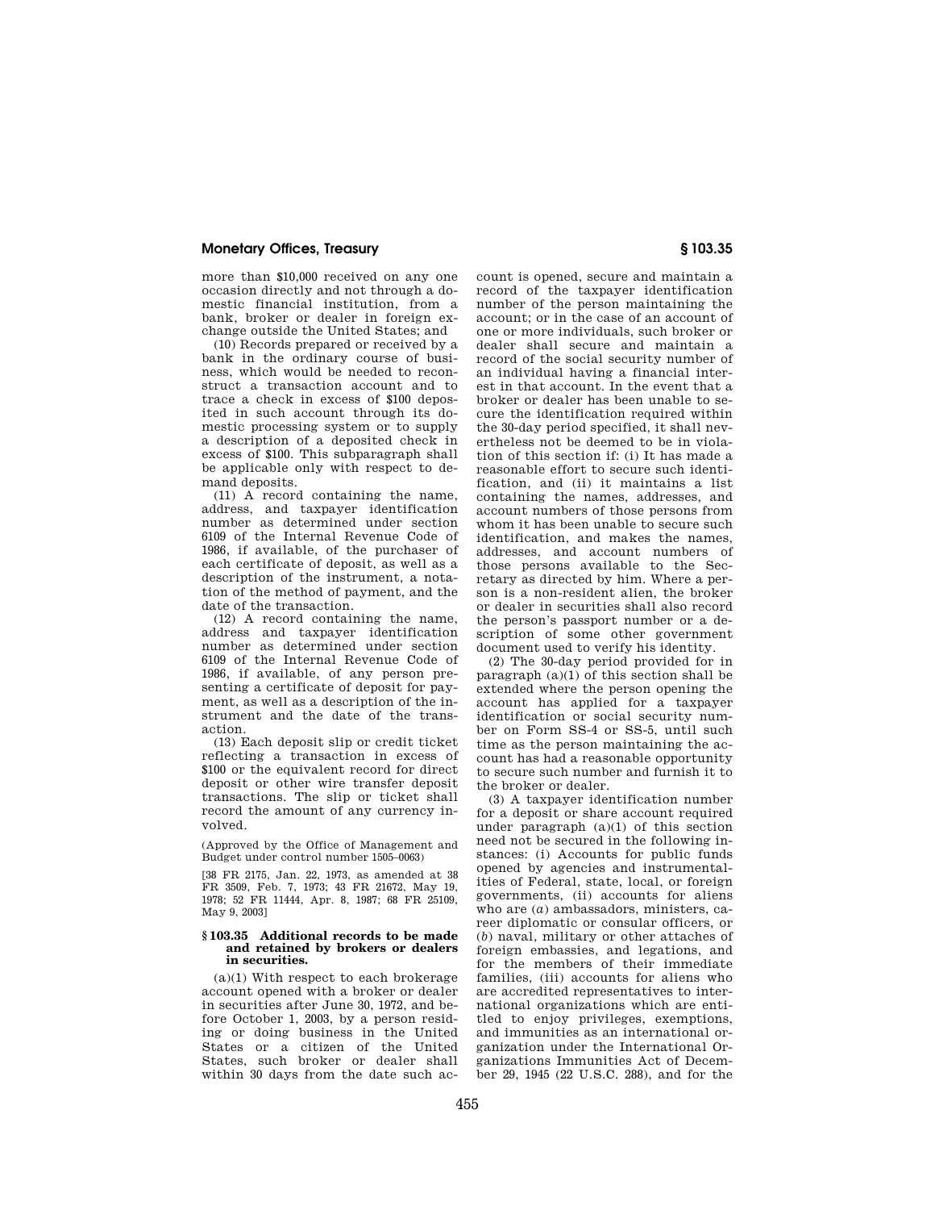more than $10,000 received on any one occasion directly and not through a domestic financial institution, from a bank, broker or dealer in foreign exchange outside the United States; and

(10) Records prepared or received by a bank in the ordinary course of business, which would be needed to reconstruct a transaction account and to trace a check in excess of $100 deposited in such account through its domestic processing system or to supply a description of a deposited check in excess of $100. This subparagraph shall be applicable only with respect to demand deposits.

(11) A record containing the name, address, and taxpayer identification number as determined under section 6109 of the Internal Revenue Code of 1986, if available, of the purchaser of each certificate of deposit, as well as a description of the instrument, a notation of the method of payment, and the date of the transaction.

(12) A record containing the name, address and taxpayer identification number as determined under section 6109 of the Internal Revenue Code of 1986, if available, of any person presenting a certificate of deposit for payment, as well as a description of the instrument and the date of the transaction.

(13) Each deposit slip or credit ticket reflecting a transaction in excess of $100 or the equivalent record for direct deposit or other wire transfer deposit transactions. The slip or ticket shall record the amount of any currency involved.

(Approved by the Office of Management and Budget under control number 1505–0063)

[38 FR 2175, Jan. 22, 1973, as amended at 38 FR 3509, Feb. 7, 1973; 43 FR 21672, May 19, 1978; 52 FR 11444, Apr. 8, 1987; 68 FR 25109, May 9, 2003]

### § 103.35 Additional records to be made and retained by brokers or dealers in securities.

(a)(1) With respect to each brokerage account opened with a broker or dealer in securities after June 30, 1972, and before October 1, 2003, by a person residing or doing business in the United States or a citizen of the United States, such broker or dealer shall within 30 days from the date such account is opened, secure and maintain a record of the taxpayer identification number of the person maintaining the account; or in the case of an account of one or more individuals, such broker or dealer shall secure and maintain a record of the social security number of an individual having a financial interest in that account. In the event that a broker or dealer has been unable to secure the identification required within the 30-day period specified, it shall nevertheless not be deemed to be in violation of this section if: (i) It has made a reasonable effort to secure such identification, and (ii) it maintains a list containing the names, addresses, and account numbers of those persons from whom it has been unable to secure such identification, and makes the names, addresses, and account numbers of those persons available to the Secretary as directed by him. Where a person is a non-resident alien, the broker or dealer in securities shall also record the person's passport number or a description of some other government document used to verify his identity.

(2) The 30-day period provided for in paragraph (a)(1) of this section shall be extended where the person opening the account has applied for a taxpayer identification or social security number on Form SS-4 or SS-5, until such time as the person maintaining the account has had a reasonable opportunity to secure such number and furnish it to the broker or dealer.

(3) A taxpayer identification number for a deposit or share account required under paragraph (a)(1) of this section need not be secured in the following instances: (i) Accounts for public funds opened by agencies and instrumentalities of Federal, state, local, or foreign governments, (ii) accounts for aliens who are (*a*) ambassadors, ministers, career diplomatic or consular officers, or (*b*) naval, military or other attaches of foreign embassies, and legations, and for the members of their immediate families, (iii) accounts for aliens who are accredited representatives to international organizations which are entitled to enjoy privileges, exemptions, and immunities as an international organization under the International Organizations Immunities Act of December 29, 1945 (22 U.S.C. 288), and for the